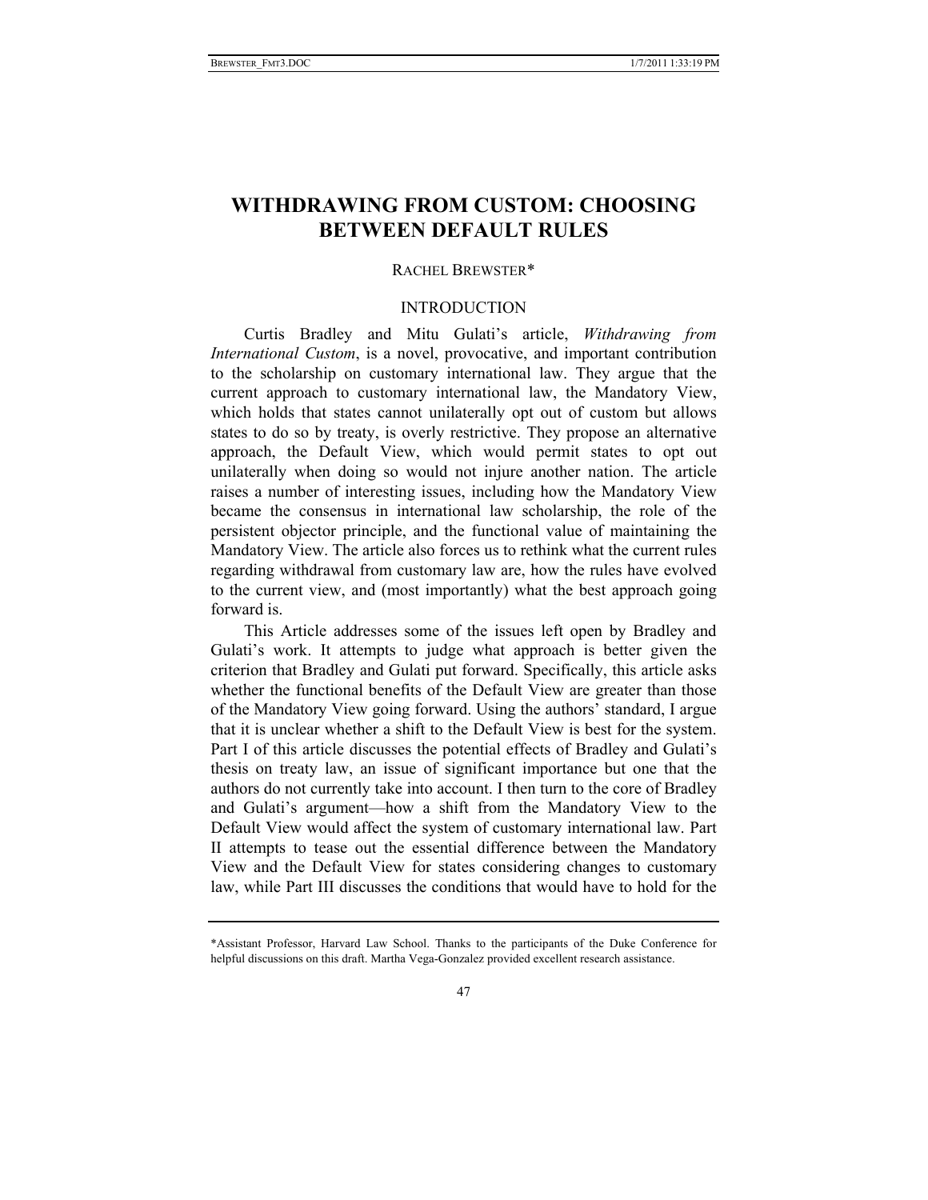# WITHDRAWING FROM CUSTOM: CHOOSING BETWEEN DEFAULT RULES

RACHEL BREWSTER*

## INTRODUCTION

Curtis Bradley and Mitu Gulati's article, *Withdrawing from International Custom*, is a novel, provocative, and important contribution to the scholarship on customary international law. They argue that the current approach to customary international law, the Mandatory View, which holds that states cannot unilaterally opt out of custom but allows states to do so by treaty, is overly restrictive. They propose an alternative approach, the Default View, which would permit states to opt out unilaterally when doing so would not injure another nation. The article raises a number of interesting issues, including how the Mandatory View became the consensus in international law scholarship, the role of the persistent objector principle, and the functional value of maintaining the Mandatory View. The article also forces us to rethink what the current rules regarding withdrawal from customary law are, how the rules have evolved to the current view, and (most importantly) what the best approach going forward is.

This Article addresses some of the issues left open by Bradley and Gulati's work. It attempts to judge what approach is better given the criterion that Bradley and Gulati put forward. Specifically, this article asks whether the functional benefits of the Default View are greater than those of the Mandatory View going forward. Using the authors' standard, I argue that it is unclear whether a shift to the Default View is best for the system. Part I of this article discusses the potential effects of Bradley and Gulati's thesis on treaty law, an issue of significant importance but one that the authors do not currently take into account. I then turn to the core of Bradley and Gulati's argument—how a shift from the Mandatory View to the Default View would affect the system of customary international law. Part II attempts to tease out the essential difference between the Mandatory View and the Default View for states considering changes to customary law, while Part III discusses the conditions that would have to hold for the

---

*Assistant Professor, Harvard Law School. Thanks to the participants of the Duke Conference for helpful discussions on this draft. Martha Vega-Gonzalez provided excellent research assistance.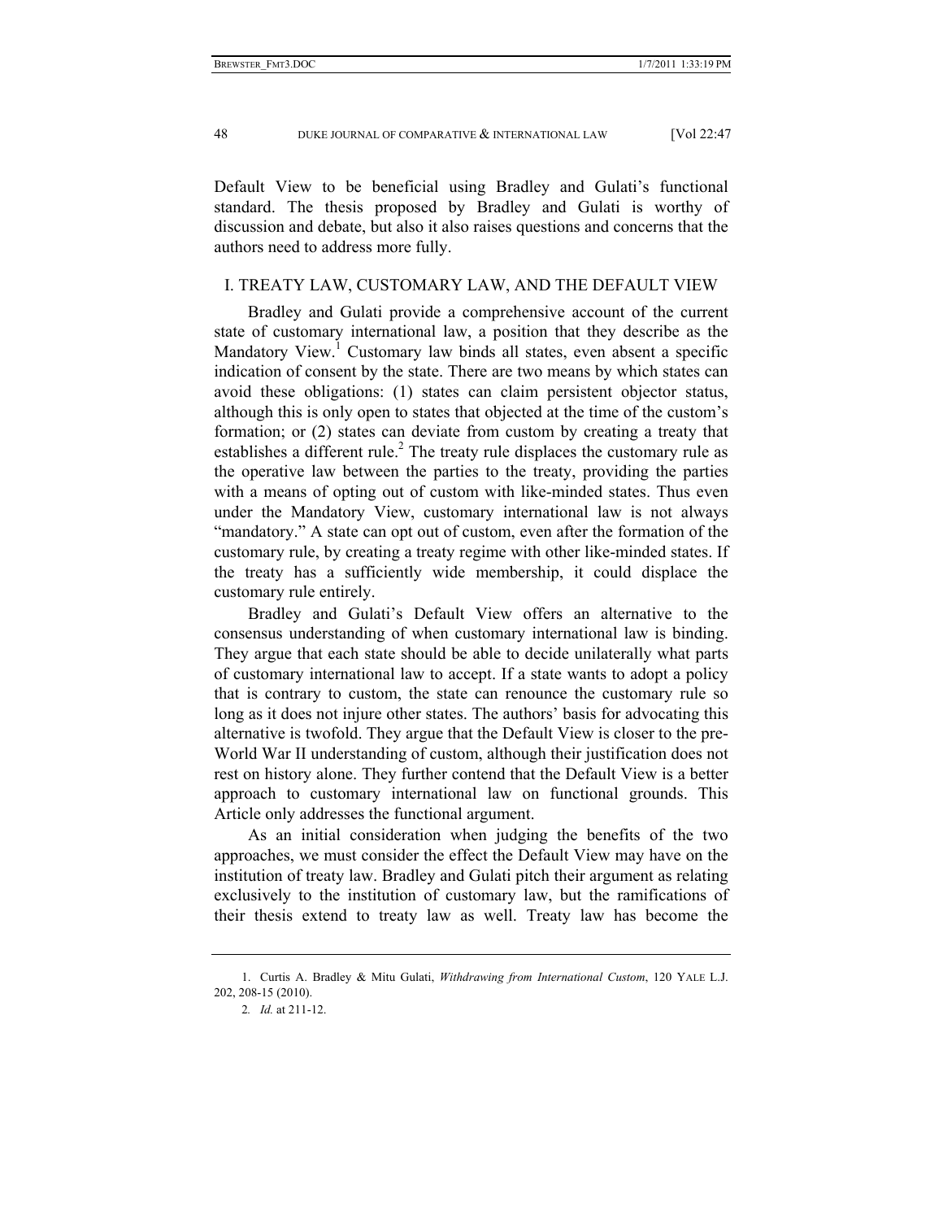Default View to be beneficial using Bradley and Gulati's functional standard. The thesis proposed by Bradley and Gulati is worthy of discussion and debate, but also it also raises questions and concerns that the authors need to address more fully.

## I. TREATY LAW, CUSTOMARY LAW, AND THE DEFAULT VIEW

Bradley and Gulati provide a comprehensive account of the current state of customary international law, a position that they describe as the Mandatory View.[1] Customary law binds all states, even absent a specific indication of consent by the state. There are two means by which states can avoid these obligations: (1) states can claim persistent objector status, although this is only open to states that objected at the time of the custom's formation; or (2) states can deviate from custom by creating a treaty that establishes a different rule.[2] The treaty rule displaces the customary rule as the operative law between the parties to the treaty, providing the parties with a means of opting out of custom with like-minded states. Thus even under the Mandatory View, customary international law is not always "mandatory." A state can opt out of custom, even after the formation of the customary rule, by creating a treaty regime with other like-minded states. If the treaty has a sufficiently wide membership, it could displace the customary rule entirely.

Bradley and Gulati's Default View offers an alternative to the consensus understanding of when customary international law is binding. They argue that each state should be able to decide unilaterally what parts of customary international law to accept. If a state wants to adopt a policy that is contrary to custom, the state can renounce the customary rule so long as it does not injure other states. The authors' basis for advocating this alternative is twofold. They argue that the Default View is closer to the pre-World War II understanding of custom, although their justification does not rest on history alone. They further contend that the Default View is a better approach to customary international law on functional grounds. This Article only addresses the functional argument.

As an initial consideration when judging the benefits of the two approaches, we must consider the effect the Default View may have on the institution of treaty law. Bradley and Gulati pitch their argument as relating exclusively to the institution of customary law, but the ramifications of their thesis extend to treaty law as well. Treaty law has become the

---

1. Curtis A. Bradley & Mitu Gulati, *Withdrawing from International Custom*, 120 YALE L.J. 202, 208-15 (2010).

2. *Id.* at 211-12.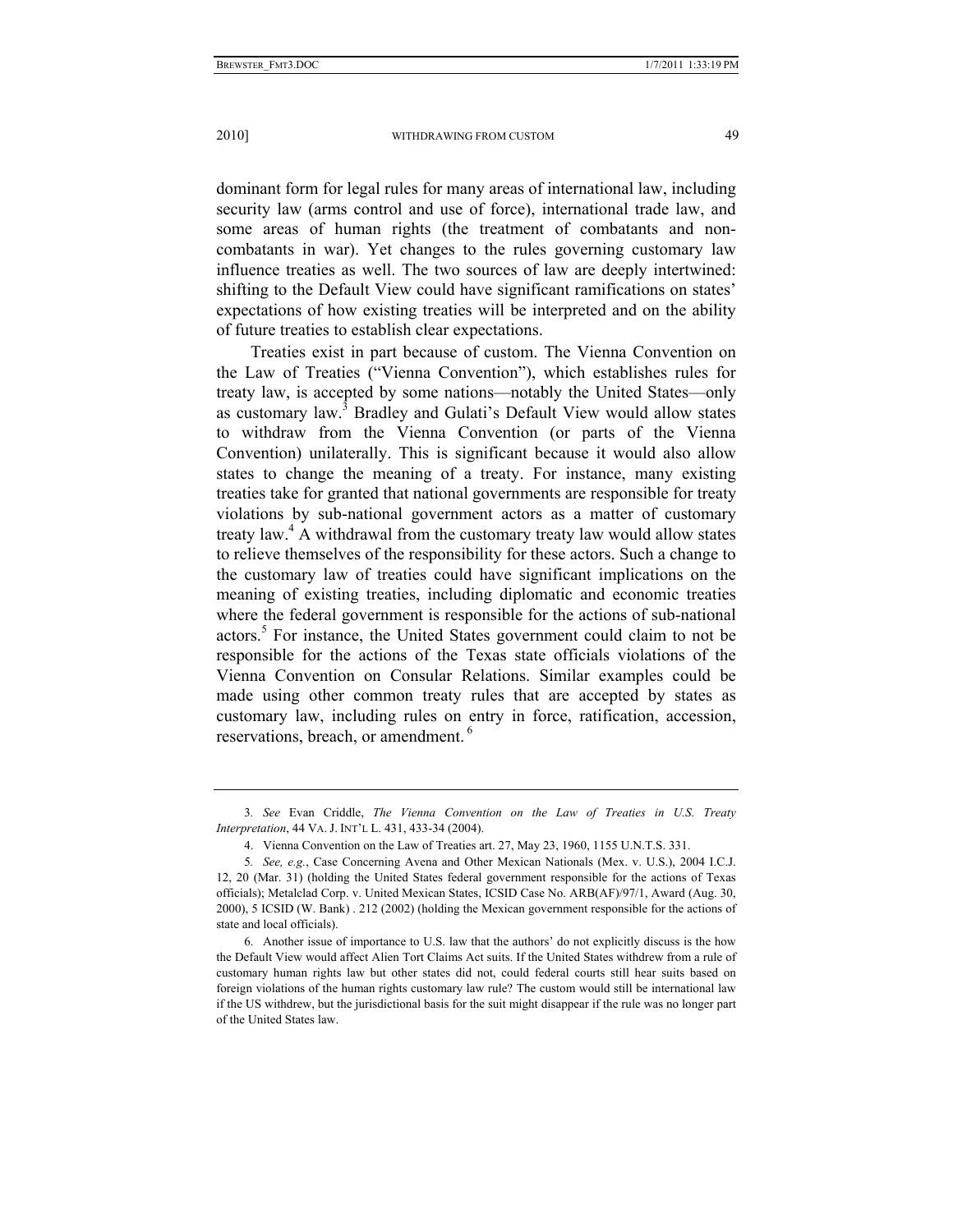dominant form for legal rules for many areas of international law, including security law (arms control and use of force), international trade law, and some areas of human rights (the treatment of combatants and non-combatants in war). Yet changes to the rules governing customary law influence treaties as well. The two sources of law are deeply intertwined: shifting to the Default View could have significant ramifications on states' expectations of how existing treaties will be interpreted and on the ability of future treaties to establish clear expectations.

Treaties exist in part because of custom. The Vienna Convention on the Law of Treaties ("Vienna Convention"), which establishes rules for treaty law, is accepted by some nations—notably the United States—only as customary law.[3] Bradley and Gulati's Default View would allow states to withdraw from the Vienna Convention (or parts of the Vienna Convention) unilaterally. This is significant because it would also allow states to change the meaning of a treaty. For instance, many existing treaties take for granted that national governments are responsible for treaty violations by sub-national government actors as a matter of customary treaty law.[4] A withdrawal from the customary treaty law would allow states to relieve themselves of the responsibility for these actors. Such a change to the customary law of treaties could have significant implications on the meaning of existing treaties, including diplomatic and economic treaties where the federal government is responsible for the actions of sub-national actors.[5] For instance, the United States government could claim to not be responsible for the actions of the Texas state officials violations of the Vienna Convention on Consular Relations. Similar examples could be made using other common treaty rules that are accepted by states as customary law, including rules on entry in force, ratification, accession, reservations, breach, or amendment. [6]

---

3. *See* Evan Criddle, *The Vienna Convention on the Law of Treaties in U.S. Treaty Interpretation*, 44 VA. J. INT'L L. 431, 433-34 (2004).

4. Vienna Convention on the Law of Treaties art. 27, May 23, 1960, 1155 U.N.T.S. 331.

5. *See, e.g.*, Case Concerning Avena and Other Mexican Nationals (Mex. v. U.S.), 2004 I.C.J. 12, 20 (Mar. 31) (holding the United States federal government responsible for the actions of Texas officials); Metalclad Corp. v. United Mexican States, ICSID Case No. ARB(AF)/97/1, Award (Aug. 30, 2000), 5 ICSID (W. Bank) . 212 (2002) (holding the Mexican government responsible for the actions of state and local officials).

6. Another issue of importance to U.S. law that the authors' do not explicitly discuss is the how the Default View would affect Alien Tort Claims Act suits. If the United States withdrew from a rule of customary human rights law but other states did not, could federal courts still hear suits based on foreign violations of the human rights customary law rule? The custom would still be international law if the US withdrew, but the jurisdictional basis for the suit might disappear if the rule was no longer part of the United States law.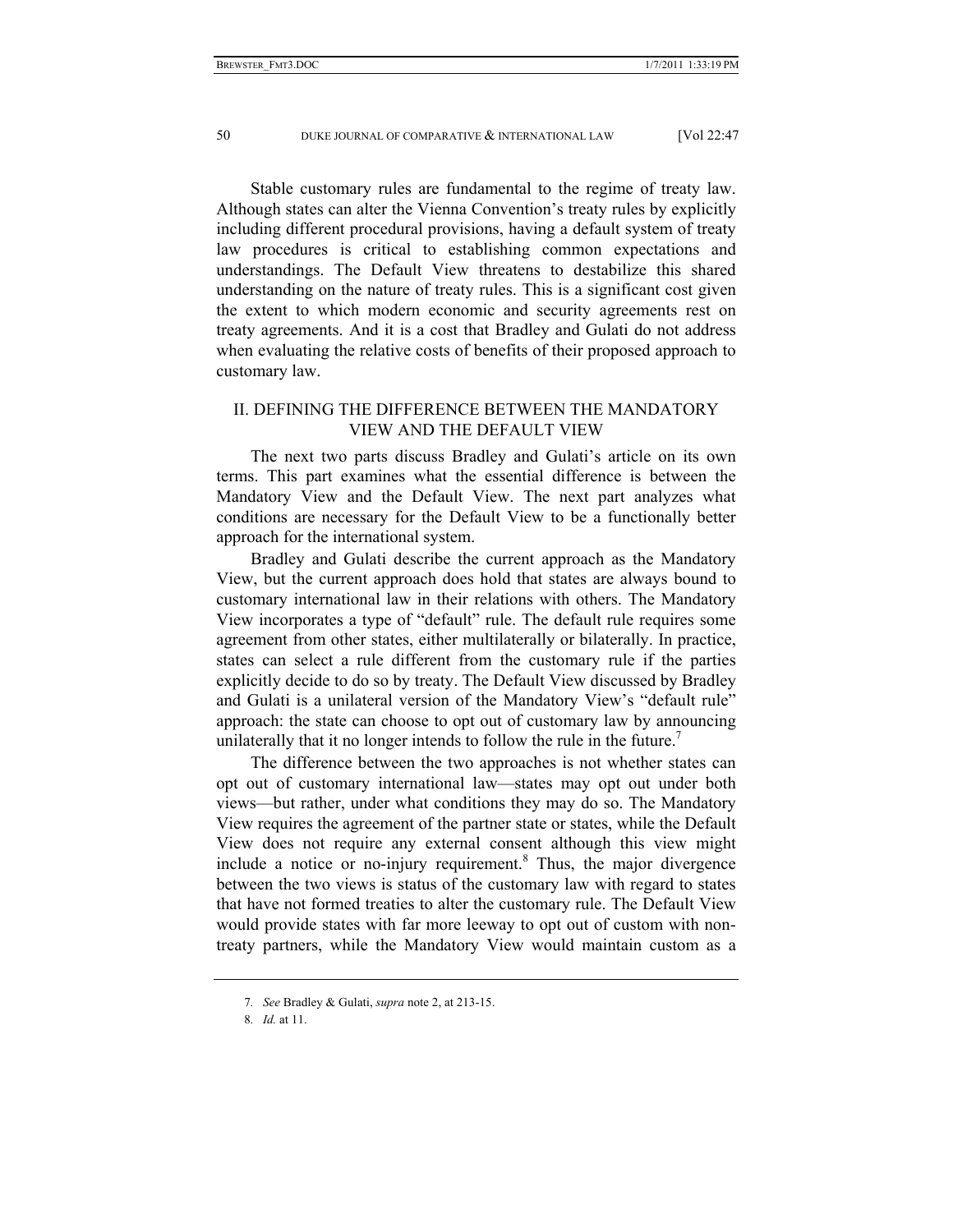Stable customary rules are fundamental to the regime of treaty law. Although states can alter the Vienna Convention's treaty rules by explicitly including different procedural provisions, having a default system of treaty law procedures is critical to establishing common expectations and understandings. The Default View threatens to destabilize this shared understanding on the nature of treaty rules. This is a significant cost given the extent to which modern economic and security agreements rest on treaty agreements. And it is a cost that Bradley and Gulati do not address when evaluating the relative costs of benefits of their proposed approach to customary law.

## II. DEFINING THE DIFFERENCE BETWEEN THE MANDATORY VIEW AND THE DEFAULT VIEW

The next two parts discuss Bradley and Gulati's article on its own terms. This part examines what the essential difference is between the Mandatory View and the Default View. The next part analyzes what conditions are necessary for the Default View to be a functionally better approach for the international system.

Bradley and Gulati describe the current approach as the Mandatory View, but the current approach does hold that states are always bound to customary international law in their relations with others. The Mandatory View incorporates a type of "default" rule. The default rule requires some agreement from other states, either multilaterally or bilaterally. In practice, states can select a rule different from the customary rule if the parties explicitly decide to do so by treaty. The Default View discussed by Bradley and Gulati is a unilateral version of the Mandatory View's "default rule" approach: the state can choose to opt out of customary law by announcing unilaterally that it no longer intends to follow the rule in the future.[7]

The difference between the two approaches is not whether states can opt out of customary international law—states may opt out under both views—but rather, under what conditions they may do so. The Mandatory View requires the agreement of the partner state or states, while the Default View does not require any external consent although this view might include a notice or no-injury requirement.[8] Thus, the major divergence between the two views is status of the customary law with regard to states that have not formed treaties to alter the customary rule. The Default View would provide states with far more leeway to opt out of custom with non-treaty partners, while the Mandatory View would maintain custom as a

---

7. *See* Bradley & Gulati, *supra* note 2, at 213-15.

8. *Id.* at 11.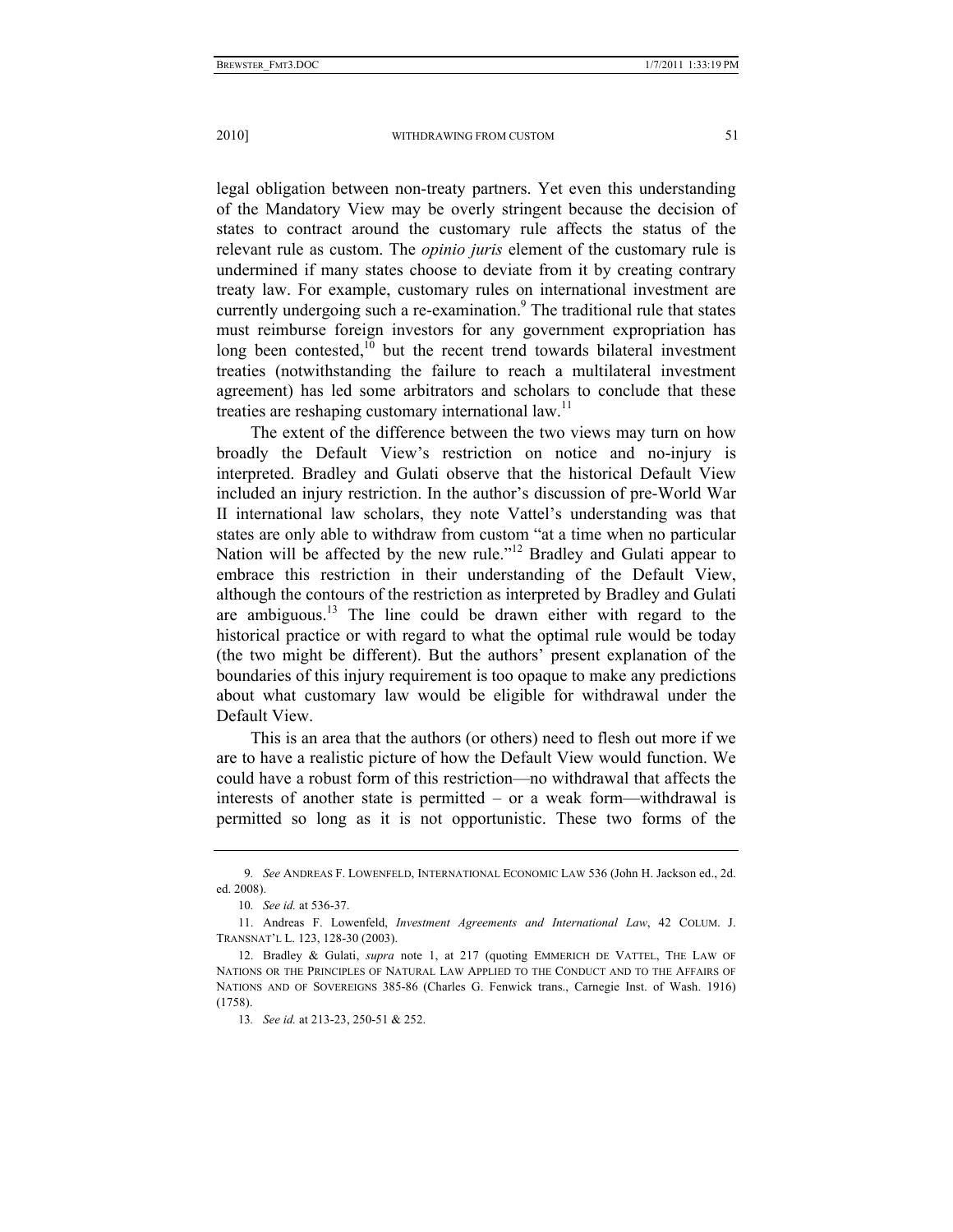legal obligation between non-treaty partners. Yet even this understanding of the Mandatory View may be overly stringent because the decision of states to contract around the customary rule affects the status of the relevant rule as custom. The *opinio juris* element of the customary rule is undermined if many states choose to deviate from it by creating contrary treaty law. For example, customary rules on international investment are currently undergoing such a re-examination.[9] The traditional rule that states must reimburse foreign investors for any government expropriation has long been contested,[10] but the recent trend towards bilateral investment treaties (notwithstanding the failure to reach a multilateral investment agreement) has led some arbitrators and scholars to conclude that these treaties are reshaping customary international law.[11]

The extent of the difference between the two views may turn on how broadly the Default View's restriction on notice and no-injury is interpreted. Bradley and Gulati observe that the historical Default View included an injury restriction. In the author's discussion of pre-World War II international law scholars, they note Vattel's understanding was that states are only able to withdraw from custom "at a time when no particular Nation will be affected by the new rule."[12] Bradley and Gulati appear to embrace this restriction in their understanding of the Default View, although the contours of the restriction as interpreted by Bradley and Gulati are ambiguous.[13] The line could be drawn either with regard to the historical practice or with regard to what the optimal rule would be today (the two might be different). But the authors' present explanation of the boundaries of this injury requirement is too opaque to make any predictions about what customary law would be eligible for withdrawal under the Default View.

This is an area that the authors (or others) need to flesh out more if we are to have a realistic picture of how the Default View would function. We could have a robust form of this restriction—no withdrawal that affects the interests of another state is permitted – or a weak form—withdrawal is permitted so long as it is not opportunistic. These two forms of the

---

9. *See* ANDREAS F. LOWENFELD, INTERNATIONAL ECONOMIC LAW 536 (John H. Jackson ed., 2d. ed. 2008).

10. *See id.* at 536-37.

11. Andreas F. Lowenfeld, *Investment Agreements and International Law*, 42 COLUM. J. TRANSNAT'L L. 123, 128-30 (2003).

12. Bradley & Gulati, *supra* note 1, at 217 (quoting EMMERICH DE VATTEL, THE LAW OF NATIONS OR THE PRINCIPLES OF NATURAL LAW APPLIED TO THE CONDUCT AND TO THE AFFAIRS OF NATIONS AND OF SOVEREIGNS 385-86 (Charles G. Fenwick trans., Carnegie Inst. of Wash. 1916) (1758).

13. *See id.* at 213-23, 250-51 & 252.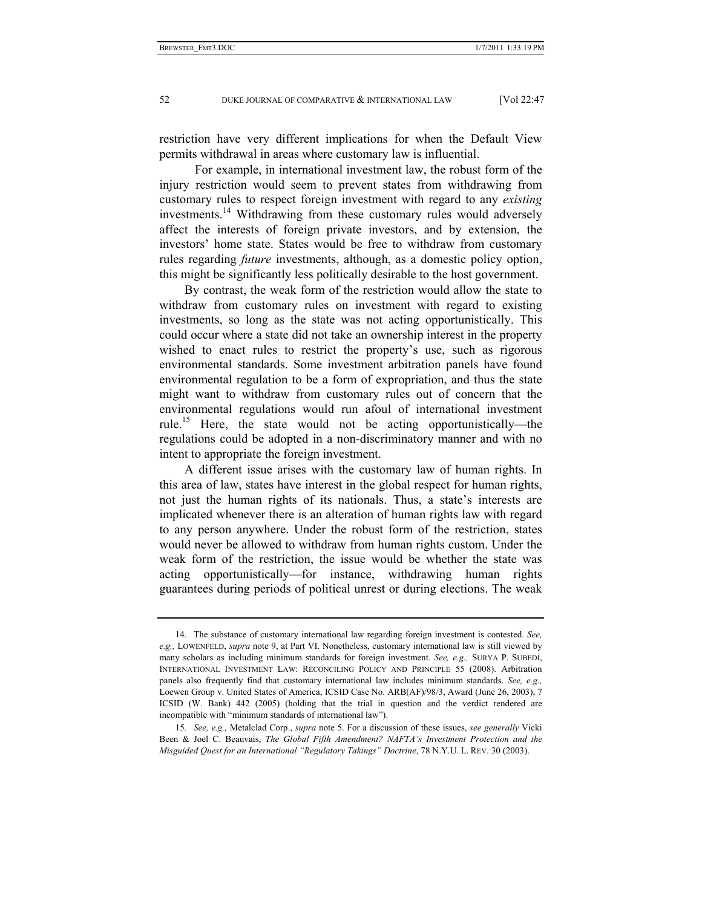restriction have very different implications for when the Default View permits withdrawal in areas where customary law is influential.

For example, in international investment law, the robust form of the injury restriction would seem to prevent states from withdrawing from customary rules to respect foreign investment with regard to any *existing* investments.[14] Withdrawing from these customary rules would adversely affect the interests of foreign private investors, and by extension, the investors' home state. States would be free to withdraw from customary rules regarding *future* investments, although, as a domestic policy option, this might be significantly less politically desirable to the host government.

By contrast, the weak form of the restriction would allow the state to withdraw from customary rules on investment with regard to existing investments, so long as the state was not acting opportunistically. This could occur where a state did not take an ownership interest in the property wished to enact rules to restrict the property's use, such as rigorous environmental standards. Some investment arbitration panels have found environmental regulation to be a form of expropriation, and thus the state might want to withdraw from customary rules out of concern that the environmental regulations would run afoul of international investment rule.[15] Here, the state would not be acting opportunistically—the regulations could be adopted in a non-discriminatory manner and with no intent to appropriate the foreign investment.

A different issue arises with the customary law of human rights. In this area of law, states have interest in the global respect for human rights, not just the human rights of its nationals. Thus, a state's interests are implicated whenever there is an alteration of human rights law with regard to any person anywhere. Under the robust form of the restriction, states would never be allowed to withdraw from human rights custom. Under the weak form of the restriction, the issue would be whether the state was acting opportunistically—for instance, withdrawing human rights guarantees during periods of political unrest or during elections. The weak

---

14. The substance of customary international law regarding foreign investment is contested. *See, e.g.,* LOWENFELD, *supra* note 9, at Part VI. Nonetheless, customary international law is still viewed by many scholars as including minimum standards for foreign investment. *See, e.g.,* SURYA P. SUBEDI, INTERNATIONAL INVESTMENT LAW: RECONCILING POLICY AND PRINCIPLE 55 (2008). Arbitration panels also frequently find that customary international law includes minimum standards. *See, e.g.,* Loewen Group v. United States of America, ICSID Case No. ARB(AF)/98/3, Award (June 26, 2003), 7 ICSID (W. Bank) 442 (2005) (holding that the trial in question and the verdict rendered are incompatible with "minimum standards of international law").

15. *See, e.g.,* Metalclad Corp., *supra* note 5. For a discussion of these issues, *see generally* Vicki Been & Joel C. Beauvais, *The Global Fifth Amendment? NAFTA's Investment Protection and the Misguided Quest for an International "Regulatory Takings" Doctrine*, 78 N.Y.U. L. REV. 30 (2003).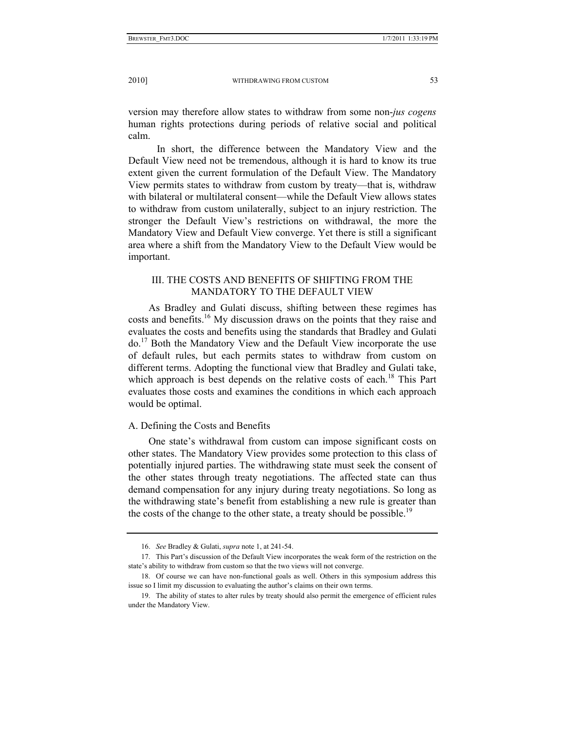version may therefore allow states to withdraw from some non-*jus cogens* human rights protections during periods of relative social and political calm.

In short, the difference between the Mandatory View and the Default View need not be tremendous, although it is hard to know its true extent given the current formulation of the Default View. The Mandatory View permits states to withdraw from custom by treaty—that is, withdraw with bilateral or multilateral consent—while the Default View allows states to withdraw from custom unilaterally, subject to an injury restriction. The stronger the Default View's restrictions on withdrawal, the more the Mandatory View and Default View converge. Yet there is still a significant area where a shift from the Mandatory View to the Default View would be important.

## III. THE COSTS AND BENEFITS OF SHIFTING FROM THE MANDATORY TO THE DEFAULT VIEW

As Bradley and Gulati discuss, shifting between these regimes has costs and benefits.[16] My discussion draws on the points that they raise and evaluates the costs and benefits using the standards that Bradley and Gulati do.[17] Both the Mandatory View and the Default View incorporate the use of default rules, but each permits states to withdraw from custom on different terms. Adopting the functional view that Bradley and Gulati take, which approach is best depends on the relative costs of each.[18] This Part evaluates those costs and examines the conditions in which each approach would be optimal.

### A. Defining the Costs and Benefits

One state's withdrawal from custom can impose significant costs on other states. The Mandatory View provides some protection to this class of potentially injured parties. The withdrawing state must seek the consent of the other states through treaty negotiations. The affected state can thus demand compensation for any injury during treaty negotiations. So long as the withdrawing state's benefit from establishing a new rule is greater than the costs of the change to the other state, a treaty should be possible.[19]

---

16. *See* Bradley & Gulati, *supra* note 1, at 241-54.

17. This Part's discussion of the Default View incorporates the weak form of the restriction on the state's ability to withdraw from custom so that the two views will not converge.

18. Of course we can have non-functional goals as well. Others in this symposium address this issue so I limit my discussion to evaluating the author's claims on their own terms.

19. The ability of states to alter rules by treaty should also permit the emergence of efficient rules under the Mandatory View.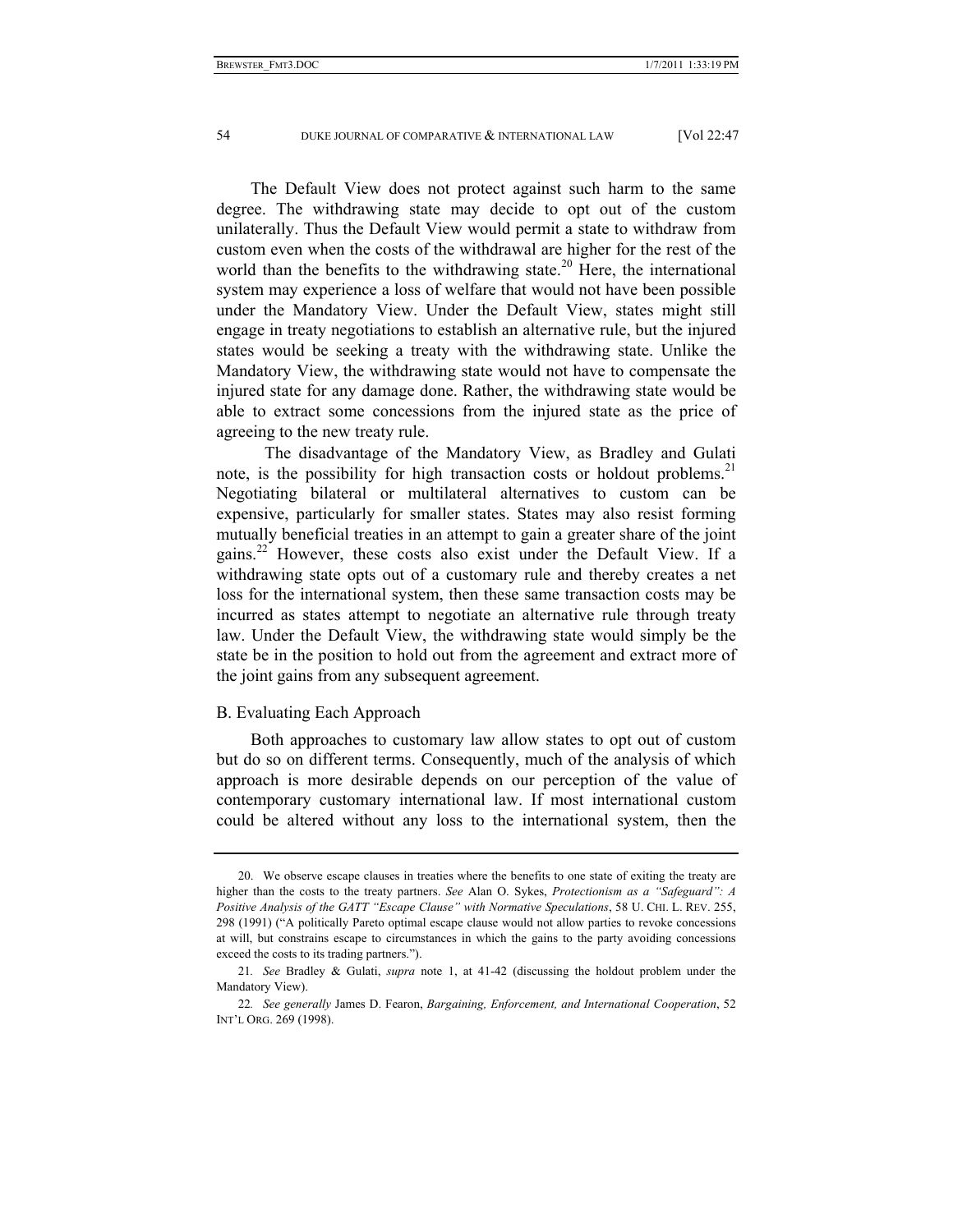The Default View does not protect against such harm to the same degree. The withdrawing state may decide to opt out of the custom unilaterally. Thus the Default View would permit a state to withdraw from custom even when the costs of the withdrawal are higher for the rest of the world than the benefits to the withdrawing state.[20] Here, the international system may experience a loss of welfare that would not have been possible under the Mandatory View. Under the Default View, states might still engage in treaty negotiations to establish an alternative rule, but the injured states would be seeking a treaty with the withdrawing state. Unlike the Mandatory View, the withdrawing state would not have to compensate the injured state for any damage done. Rather, the withdrawing state would be able to extract some concessions from the injured state as the price of agreeing to the new treaty rule.

The disadvantage of the Mandatory View, as Bradley and Gulati note, is the possibility for high transaction costs or holdout problems.[21] Negotiating bilateral or multilateral alternatives to custom can be expensive, particularly for smaller states. States may also resist forming mutually beneficial treaties in an attempt to gain a greater share of the joint gains.[22] However, these costs also exist under the Default View. If a withdrawing state opts out of a customary rule and thereby creates a net loss for the international system, then these same transaction costs may be incurred as states attempt to negotiate an alternative rule through treaty law. Under the Default View, the withdrawing state would simply be the state be in the position to hold out from the agreement and extract more of the joint gains from any subsequent agreement.

## B. Evaluating Each Approach

Both approaches to customary law allow states to opt out of custom but do so on different terms. Consequently, much of the analysis of which approach is more desirable depends on our perception of the value of contemporary customary international law. If most international custom could be altered without any loss to the international system, then the

---

20. We observe escape clauses in treaties where the benefits to one state of exiting the treaty are higher than the costs to the treaty partners. *See* Alan O. Sykes, *Protectionism as a "Safeguard": A Positive Analysis of the GATT "Escape Clause" with Normative Speculations*, 58 U. CHI. L. REV. 255, 298 (1991) ("A politically Pareto optimal escape clause would not allow parties to revoke concessions at will, but constrains escape to circumstances in which the gains to the party avoiding concessions exceed the costs to its trading partners.").

21. *See* Bradley & Gulati, *supra* note 1, at 41-42 (discussing the holdout problem under the Mandatory View).

22. *See generally* James D. Fearon, *Bargaining, Enforcement, and International Cooperation*, 52 INT'L ORG. 269 (1998).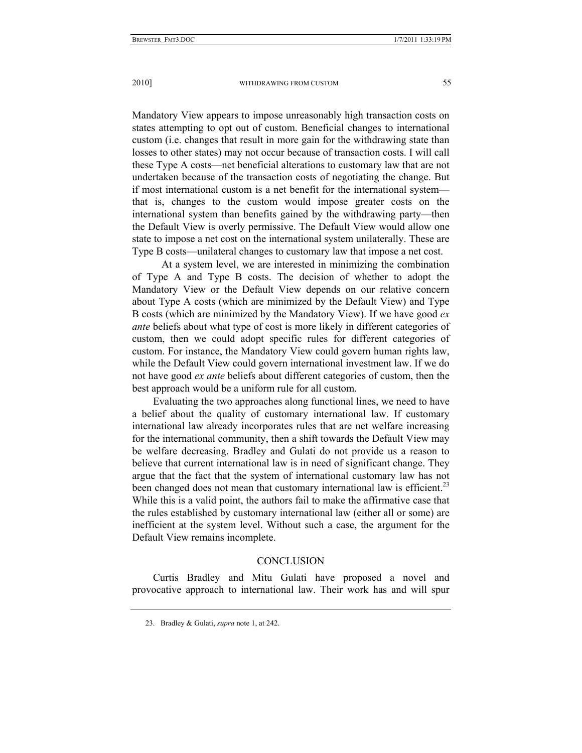Mandatory View appears to impose unreasonably high transaction costs on states attempting to opt out of custom. Beneficial changes to international custom (i.e. changes that result in more gain for the withdrawing state than losses to other states) may not occur because of transaction costs. I will call these Type A costs—net beneficial alterations to customary law that are not undertaken because of the transaction costs of negotiating the change. But if most international custom is a net benefit for the international system—that is, changes to the custom would impose greater costs on the international system than benefits gained by the withdrawing party—then the Default View is overly permissive. The Default View would allow one state to impose a net cost on the international system unilaterally. These are Type B costs—unilateral changes to customary law that impose a net cost.

At a system level, we are interested in minimizing the combination of Type A and Type B costs. The decision of whether to adopt the Mandatory View or the Default View depends on our relative concern about Type A costs (which are minimized by the Default View) and Type B costs (which are minimized by the Mandatory View). If we have good *ex ante* beliefs about what type of cost is more likely in different categories of custom, then we could adopt specific rules for different categories of custom. For instance, the Mandatory View could govern human rights law, while the Default View could govern international investment law. If we do not have good *ex ante* beliefs about different categories of custom, then the best approach would be a uniform rule for all custom.

Evaluating the two approaches along functional lines, we need to have a belief about the quality of customary international law. If customary international law already incorporates rules that are net welfare increasing for the international community, then a shift towards the Default View may be welfare decreasing. Bradley and Gulati do not provide us a reason to believe that current international law is in need of significant change. They argue that the fact that the system of international customary law has not been changed does not mean that customary international law is efficient.[23] While this is a valid point, the authors fail to make the affirmative case that the rules established by customary international law (either all or some) are inefficient at the system level. Without such a case, the argument for the Default View remains incomplete.

## CONCLUSION

Curtis Bradley and Mitu Gulati have proposed a novel and provocative approach to international law. Their work has and will spur

23. Bradley & Gulati, *supra* note 1, at 242.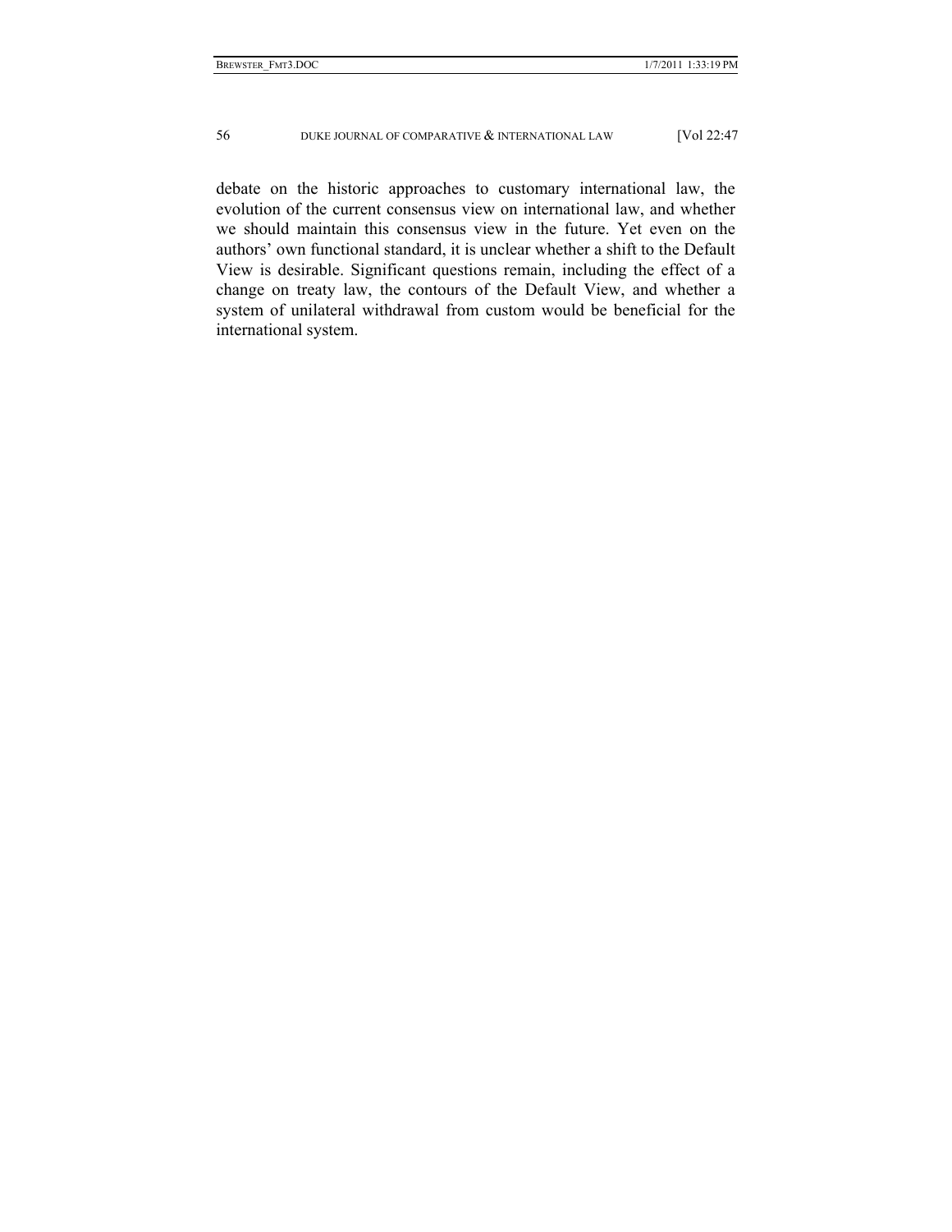debate on the historic approaches to customary international law, the evolution of the current consensus view on international law, and whether we should maintain this consensus view in the future. Yet even on the authors' own functional standard, it is unclear whether a shift to the Default View is desirable. Significant questions remain, including the effect of a change on treaty law, the contours of the Default View, and whether a system of unilateral withdrawal from custom would be beneficial for the international system.